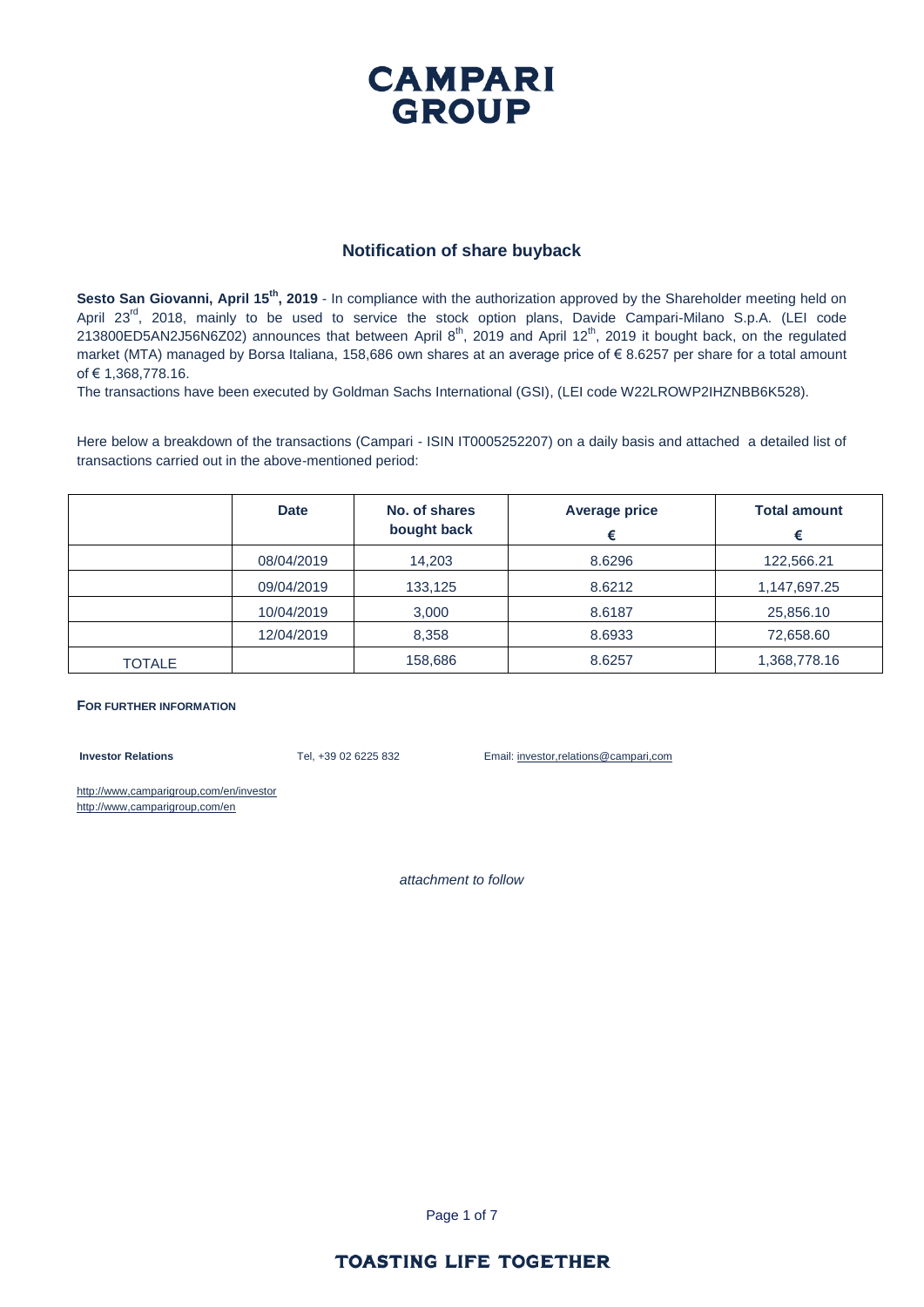# CAMPARI GROUP

## Notification of share buyback

**Sesto San Giovanni, April 15th, 2019** - In compliance with the authorization approved by the Shareholder meeting held on April 23rd, 2018, mainly to be used to service the stock option plans, Davide Campari-Milano S.p.A. (LEI code 213800ED5AN2J56N6Z02) announces that between April 8th, 2019 and April 12th, 2019 it bought back, on the regulated market (MTA) managed by Borsa Italiana, 158,686 own shares at an average price of € 8.6257 per share for a total amount of € 1,368,778.16.

The transactions have been executed by Goldman Sachs International (GSI), (LEI code W22LROWP2IHZNBB6K528).

Here below a breakdown of the transactions (Campari - ISIN IT0005252207) on a daily basis and attached a detailed list of transactions carried out in the above-mentioned period:

| | Date | No. of shares bought back | Average price € | Total amount € |
|---|---|---|---|---|
| | 08/04/2019 | 14,203 | 8.6296 | 122,566.21 |
| | 09/04/2019 | 133,125 | 8.6212 | 1,147,697.25 |
| | 10/04/2019 | 3,000 | 8.6187 | 25,856.10 |
| | 12/04/2019 | 8,358 | 8.6933 | 72,658.60 |
| TOTALE | | 158,686 | 8.6257 | 1,368,778.16 |

**FOR FURTHER INFORMATION**

**Investor Relations** Tel, +39 02 6225 832 Email: investor,relations@campari,com

http://www,camparigroup,com/en/investor
http://www,camparigroup,com/en

*attachment to follow*

**TOASTING LIFE TOGETHER**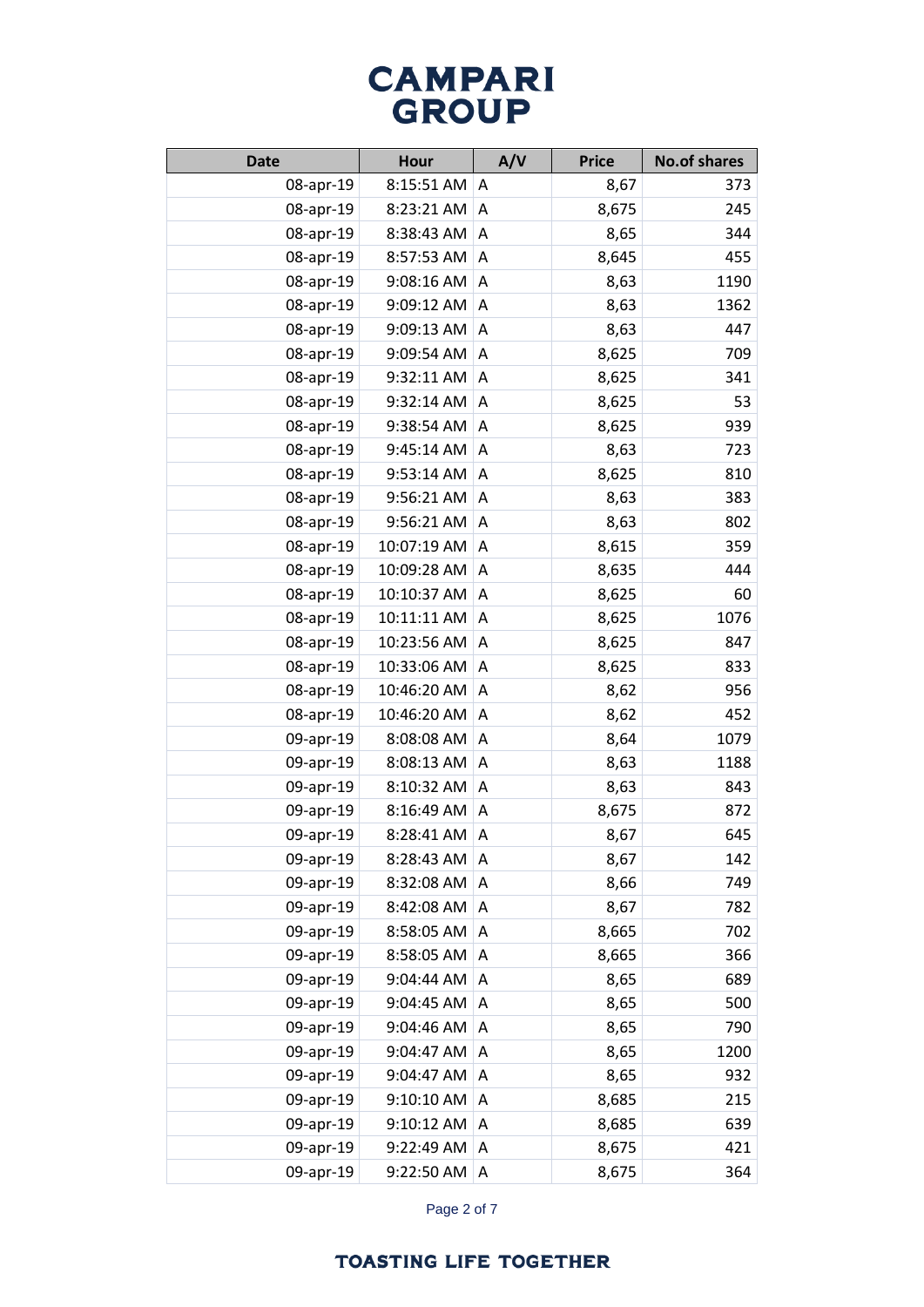| Date | Hour | A/V | Price | No.of shares |
|---|---|---|---|---|
| 08-apr-19 | 8:15:51 AM | A | 8,67 | 373 |
| 08-apr-19 | 8:23:21 AM | A | 8,675 | 245 |
| 08-apr-19 | 8:38:43 AM | A | 8,65 | 344 |
| 08-apr-19 | 8:57:53 AM | A | 8,645 | 455 |
| 08-apr-19 | 9:08:16 AM | A | 8,63 | 1190 |
| 08-apr-19 | 9:09:12 AM | A | 8,63 | 1362 |
| 08-apr-19 | 9:09:13 AM | A | 8,63 | 447 |
| 08-apr-19 | 9:09:54 AM | A | 8,625 | 709 |
| 08-apr-19 | 9:32:11 AM | A | 8,625 | 341 |
| 08-apr-19 | 9:32:14 AM | A | 8,625 | 53 |
| 08-apr-19 | 9:38:54 AM | A | 8,625 | 939 |
| 08-apr-19 | 9:45:14 AM | A | 8,63 | 723 |
| 08-apr-19 | 9:53:14 AM | A | 8,625 | 810 |
| 08-apr-19 | 9:56:21 AM | A | 8,63 | 383 |
| 08-apr-19 | 9:56:21 AM | A | 8,63 | 802 |
| 08-apr-19 | 10:07:19 AM | A | 8,615 | 359 |
| 08-apr-19 | 10:09:28 AM | A | 8,635 | 444 |
| 08-apr-19 | 10:10:37 AM | A | 8,625 | 60 |
| 08-apr-19 | 10:11:11 AM | A | 8,625 | 1076 |
| 08-apr-19 | 10:23:56 AM | A | 8,625 | 847 |
| 08-apr-19 | 10:33:06 AM | A | 8,625 | 833 |
| 08-apr-19 | 10:46:20 AM | A | 8,62 | 956 |
| 08-apr-19 | 10:46:20 AM | A | 8,62 | 452 |
| 09-apr-19 | 8:08:08 AM | A | 8,64 | 1079 |
| 09-apr-19 | 8:08:13 AM | A | 8,63 | 1188 |
| 09-apr-19 | 8:10:32 AM | A | 8,63 | 843 |
| 09-apr-19 | 8:16:49 AM | A | 8,675 | 872 |
| 09-apr-19 | 8:28:41 AM | A | 8,67 | 645 |
| 09-apr-19 | 8:28:43 AM | A | 8,67 | 142 |
| 09-apr-19 | 8:32:08 AM | A | 8,66 | 749 |
| 09-apr-19 | 8:42:08 AM | A | 8,67 | 782 |
| 09-apr-19 | 8:58:05 AM | A | 8,665 | 702 |
| 09-apr-19 | 8:58:05 AM | A | 8,665 | 366 |
| 09-apr-19 | 9:04:44 AM | A | 8,65 | 689 |
| 09-apr-19 | 9:04:45 AM | A | 8,65 | 500 |
| 09-apr-19 | 9:04:46 AM | A | 8,65 | 790 |
| 09-apr-19 | 9:04:47 AM | A | 8,65 | 1200 |
| 09-apr-19 | 9:04:47 AM | A | 8,65 | 932 |
| 09-apr-19 | 9:10:10 AM | A | 8,685 | 215 |
| 09-apr-19 | 9:10:12 AM | A | 8,685 | 639 |
| 09-apr-19 | 9:22:49 AM | A | 8,675 | 421 |
| 09-apr-19 | 9:22:50 AM | A | 8,675 | 364 |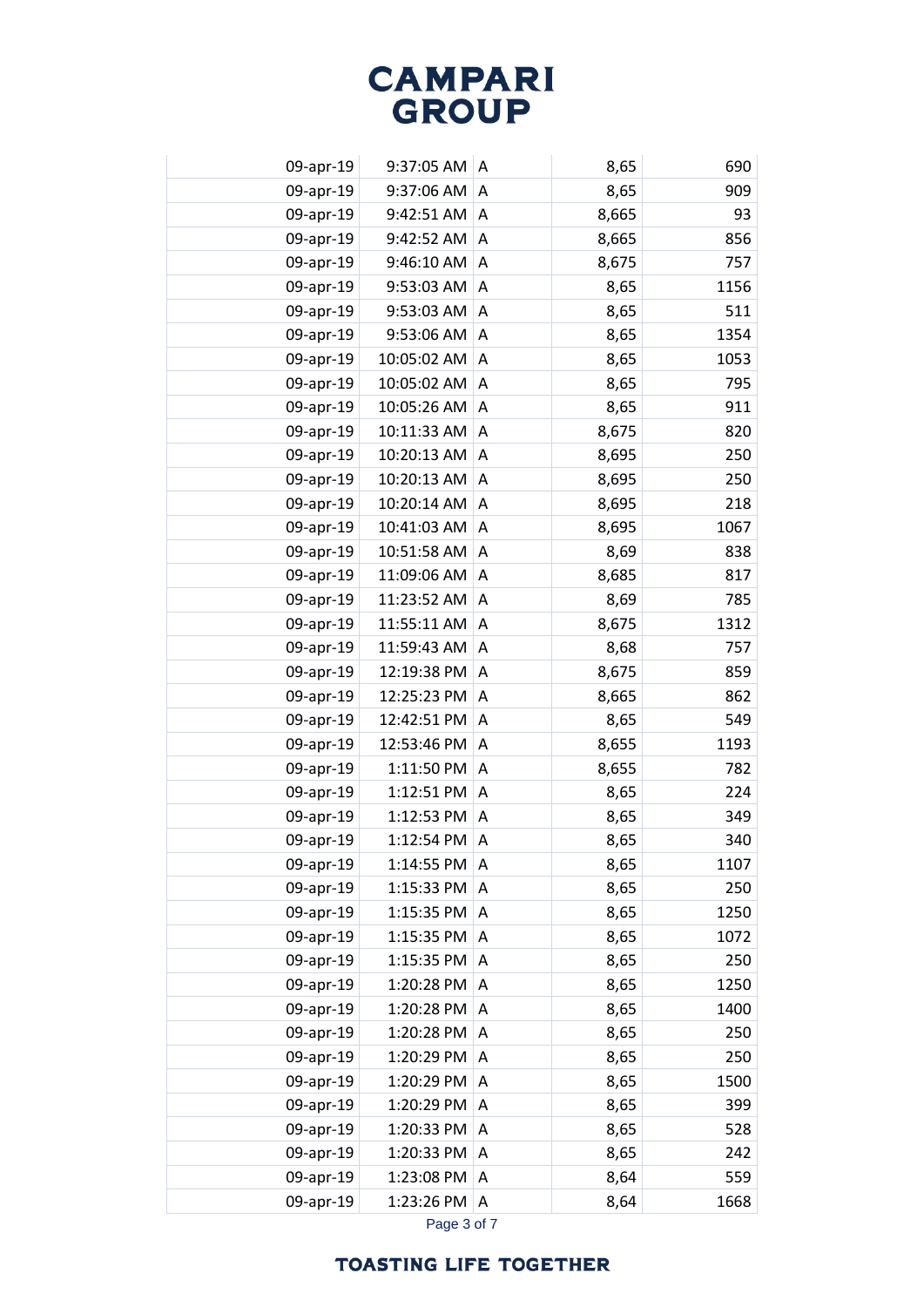| | | | | |
|---|---|---|---|---|
| 09-apr-19 | 9:37:05 AM | A | 8,65 | 690 |
| 09-apr-19 | 9:37:06 AM | A | 8,65 | 909 |
| 09-apr-19 | 9:42:51 AM | A | 8,665 | 93 |
| 09-apr-19 | 9:42:52 AM | A | 8,665 | 856 |
| 09-apr-19 | 9:46:10 AM | A | 8,675 | 757 |
| 09-apr-19 | 9:53:03 AM | A | 8,65 | 1156 |
| 09-apr-19 | 9:53:03 AM | A | 8,65 | 511 |
| 09-apr-19 | 9:53:06 AM | A | 8,65 | 1354 |
| 09-apr-19 | 10:05:02 AM | A | 8,65 | 1053 |
| 09-apr-19 | 10:05:02 AM | A | 8,65 | 795 |
| 09-apr-19 | 10:05:26 AM | A | 8,65 | 911 |
| 09-apr-19 | 10:11:33 AM | A | 8,675 | 820 |
| 09-apr-19 | 10:20:13 AM | A | 8,695 | 250 |
| 09-apr-19 | 10:20:13 AM | A | 8,695 | 250 |
| 09-apr-19 | 10:20:14 AM | A | 8,695 | 218 |
| 09-apr-19 | 10:41:03 AM | A | 8,695 | 1067 |
| 09-apr-19 | 10:51:58 AM | A | 8,69 | 838 |
| 09-apr-19 | 11:09:06 AM | A | 8,685 | 817 |
| 09-apr-19 | 11:23:52 AM | A | 8,69 | 785 |
| 09-apr-19 | 11:55:11 AM | A | 8,675 | 1312 |
| 09-apr-19 | 11:59:43 AM | A | 8,68 | 757 |
| 09-apr-19 | 12:19:38 PM | A | 8,675 | 859 |
| 09-apr-19 | 12:25:23 PM | A | 8,665 | 862 |
| 09-apr-19 | 12:42:51 PM | A | 8,65 | 549 |
| 09-apr-19 | 12:53:46 PM | A | 8,655 | 1193 |
| 09-apr-19 | 1:11:50 PM | A | 8,655 | 782 |
| 09-apr-19 | 1:12:51 PM | A | 8,65 | 224 |
| 09-apr-19 | 1:12:53 PM | A | 8,65 | 349 |
| 09-apr-19 | 1:12:54 PM | A | 8,65 | 340 |
| 09-apr-19 | 1:14:55 PM | A | 8,65 | 1107 |
| 09-apr-19 | 1:15:33 PM | A | 8,65 | 250 |
| 09-apr-19 | 1:15:35 PM | A | 8,65 | 1250 |
| 09-apr-19 | 1:15:35 PM | A | 8,65 | 1072 |
| 09-apr-19 | 1:15:35 PM | A | 8,65 | 250 |
| 09-apr-19 | 1:20:28 PM | A | 8,65 | 1250 |
| 09-apr-19 | 1:20:28 PM | A | 8,65 | 1400 |
| 09-apr-19 | 1:20:28 PM | A | 8,65 | 250 |
| 09-apr-19 | 1:20:29 PM | A | 8,65 | 250 |
| 09-apr-19 | 1:20:29 PM | A | 8,65 | 1500 |
| 09-apr-19 | 1:20:29 PM | A | 8,65 | 399 |
| 09-apr-19 | 1:20:33 PM | A | 8,65 | 528 |
| 09-apr-19 | 1:20:33 PM | A | 8,65 | 242 |
| 09-apr-19 | 1:23:08 PM | A | 8,64 | 559 |
| 09-apr-19 | 1:23:26 PM | A | 8,64 | 1668 |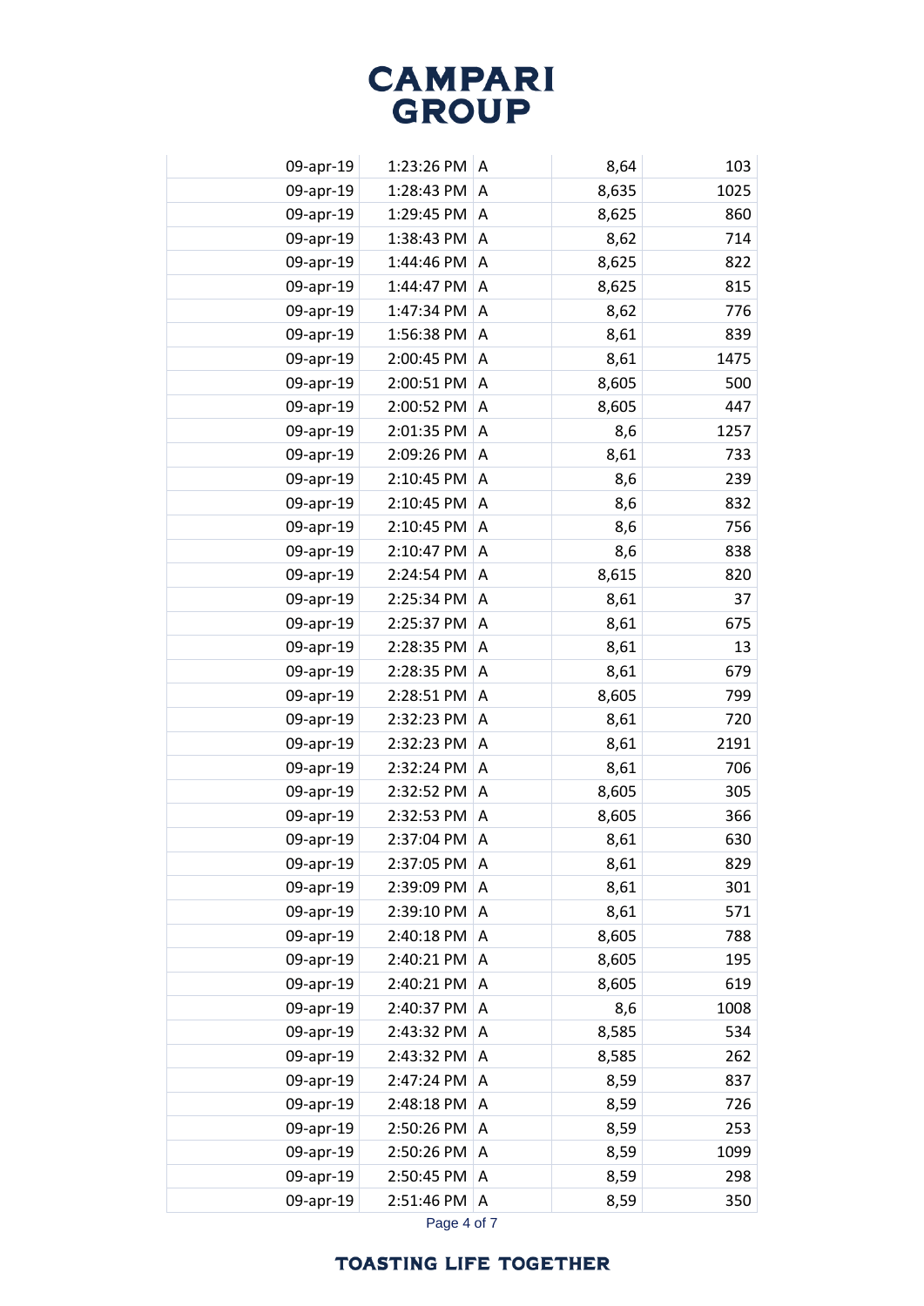| | | | | |
|---|---|---|---|---|
| 09-apr-19 | 1:23:26 PM | A | 8,64 | 103 |
| 09-apr-19 | 1:28:43 PM | A | 8,635 | 1025 |
| 09-apr-19 | 1:29:45 PM | A | 8,625 | 860 |
| 09-apr-19 | 1:38:43 PM | A | 8,62 | 714 |
| 09-apr-19 | 1:44:46 PM | A | 8,625 | 822 |
| 09-apr-19 | 1:44:47 PM | A | 8,625 | 815 |
| 09-apr-19 | 1:47:34 PM | A | 8,62 | 776 |
| 09-apr-19 | 1:56:38 PM | A | 8,61 | 839 |
| 09-apr-19 | 2:00:45 PM | A | 8,61 | 1475 |
| 09-apr-19 | 2:00:51 PM | A | 8,605 | 500 |
| 09-apr-19 | 2:00:52 PM | A | 8,605 | 447 |
| 09-apr-19 | 2:01:35 PM | A | 8,6 | 1257 |
| 09-apr-19 | 2:09:26 PM | A | 8,61 | 733 |
| 09-apr-19 | 2:10:45 PM | A | 8,6 | 239 |
| 09-apr-19 | 2:10:45 PM | A | 8,6 | 832 |
| 09-apr-19 | 2:10:45 PM | A | 8,6 | 756 |
| 09-apr-19 | 2:10:47 PM | A | 8,6 | 838 |
| 09-apr-19 | 2:24:54 PM | A | 8,615 | 820 |
| 09-apr-19 | 2:25:34 PM | A | 8,61 | 37 |
| 09-apr-19 | 2:25:37 PM | A | 8,61 | 675 |
| 09-apr-19 | 2:28:35 PM | A | 8,61 | 13 |
| 09-apr-19 | 2:28:35 PM | A | 8,61 | 679 |
| 09-apr-19 | 2:28:51 PM | A | 8,605 | 799 |
| 09-apr-19 | 2:32:23 PM | A | 8,61 | 720 |
| 09-apr-19 | 2:32:23 PM | A | 8,61 | 2191 |
| 09-apr-19 | 2:32:24 PM | A | 8,61 | 706 |
| 09-apr-19 | 2:32:52 PM | A | 8,605 | 305 |
| 09-apr-19 | 2:32:53 PM | A | 8,605 | 366 |
| 09-apr-19 | 2:37:04 PM | A | 8,61 | 630 |
| 09-apr-19 | 2:37:05 PM | A | 8,61 | 829 |
| 09-apr-19 | 2:39:09 PM | A | 8,61 | 301 |
| 09-apr-19 | 2:39:10 PM | A | 8,61 | 571 |
| 09-apr-19 | 2:40:18 PM | A | 8,605 | 788 |
| 09-apr-19 | 2:40:21 PM | A | 8,605 | 195 |
| 09-apr-19 | 2:40:21 PM | A | 8,605 | 619 |
| 09-apr-19 | 2:40:37 PM | A | 8,6 | 1008 |
| 09-apr-19 | 2:43:32 PM | A | 8,585 | 534 |
| 09-apr-19 | 2:43:32 PM | A | 8,585 | 262 |
| 09-apr-19 | 2:47:24 PM | A | 8,59 | 837 |
| 09-apr-19 | 2:48:18 PM | A | 8,59 | 726 |
| 09-apr-19 | 2:50:26 PM | A | 8,59 | 253 |
| 09-apr-19 | 2:50:26 PM | A | 8,59 | 1099 |
| 09-apr-19 | 2:50:45 PM | A | 8,59 | 298 |
| 09-apr-19 | 2:51:46 PM | A | 8,59 | 350 |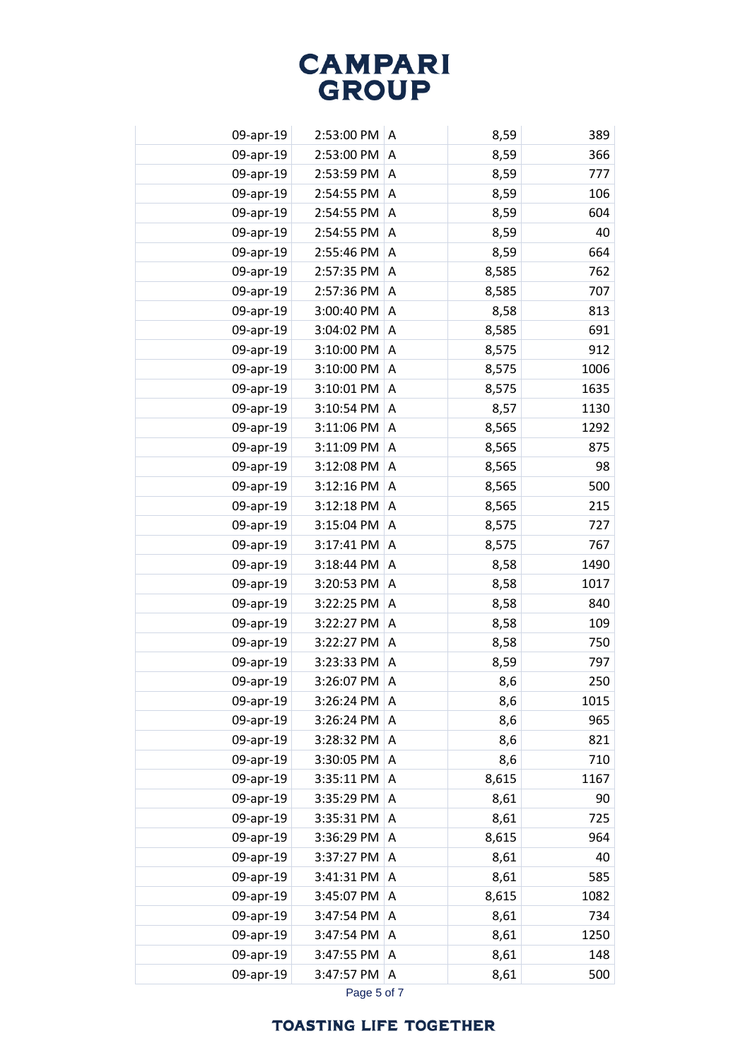# CAMPARI GROUP

| | | | | |
|---|---|---|---|---|
| 09-apr-19 | 2:53:00 PM | A | 8,59 | 389 |
| 09-apr-19 | 2:53:00 PM | A | 8,59 | 366 |
| 09-apr-19 | 2:53:59 PM | A | 8,59 | 777 |
| 09-apr-19 | 2:54:55 PM | A | 8,59 | 106 |
| 09-apr-19 | 2:54:55 PM | A | 8,59 | 604 |
| 09-apr-19 | 2:54:55 PM | A | 8,59 | 40 |
| 09-apr-19 | 2:55:46 PM | A | 8,59 | 664 |
| 09-apr-19 | 2:57:35 PM | A | 8,585 | 762 |
| 09-apr-19 | 2:57:36 PM | A | 8,585 | 707 |
| 09-apr-19 | 3:00:40 PM | A | 8,58 | 813 |
| 09-apr-19 | 3:04:02 PM | A | 8,585 | 691 |
| 09-apr-19 | 3:10:00 PM | A | 8,575 | 912 |
| 09-apr-19 | 3:10:00 PM | A | 8,575 | 1006 |
| 09-apr-19 | 3:10:01 PM | A | 8,575 | 1635 |
| 09-apr-19 | 3:10:54 PM | A | 8,57 | 1130 |
| 09-apr-19 | 3:11:06 PM | A | 8,565 | 1292 |
| 09-apr-19 | 3:11:09 PM | A | 8,565 | 875 |
| 09-apr-19 | 3:12:08 PM | A | 8,565 | 98 |
| 09-apr-19 | 3:12:16 PM | A | 8,565 | 500 |
| 09-apr-19 | 3:12:18 PM | A | 8,565 | 215 |
| 09-apr-19 | 3:15:04 PM | A | 8,575 | 727 |
| 09-apr-19 | 3:17:41 PM | A | 8,575 | 767 |
| 09-apr-19 | 3:18:44 PM | A | 8,58 | 1490 |
| 09-apr-19 | 3:20:53 PM | A | 8,58 | 1017 |
| 09-apr-19 | 3:22:25 PM | A | 8,58 | 840 |
| 09-apr-19 | 3:22:27 PM | A | 8,58 | 109 |
| 09-apr-19 | 3:22:27 PM | A | 8,58 | 750 |
| 09-apr-19 | 3:23:33 PM | A | 8,59 | 797 |
| 09-apr-19 | 3:26:07 PM | A | 8,6 | 250 |
| 09-apr-19 | 3:26:24 PM | A | 8,6 | 1015 |
| 09-apr-19 | 3:26:24 PM | A | 8,6 | 965 |
| 09-apr-19 | 3:28:32 PM | A | 8,6 | 821 |
| 09-apr-19 | 3:30:05 PM | A | 8,6 | 710 |
| 09-apr-19 | 3:35:11 PM | A | 8,615 | 1167 |
| 09-apr-19 | 3:35:29 PM | A | 8,61 | 90 |
| 09-apr-19 | 3:35:31 PM | A | 8,61 | 725 |
| 09-apr-19 | 3:36:29 PM | A | 8,615 | 964 |
| 09-apr-19 | 3:37:27 PM | A | 8,61 | 40 |
| 09-apr-19 | 3:41:31 PM | A | 8,61 | 585 |
| 09-apr-19 | 3:45:07 PM | A | 8,615 | 1082 |
| 09-apr-19 | 3:47:54 PM | A | 8,61 | 734 |
| 09-apr-19 | 3:47:54 PM | A | 8,61 | 1250 |
| 09-apr-19 | 3:47:55 PM | A | 8,61 | 148 |
| 09-apr-19 | 3:47:57 PM | A | 8,61 | 500 |

TOASTING LIFE TOGETHER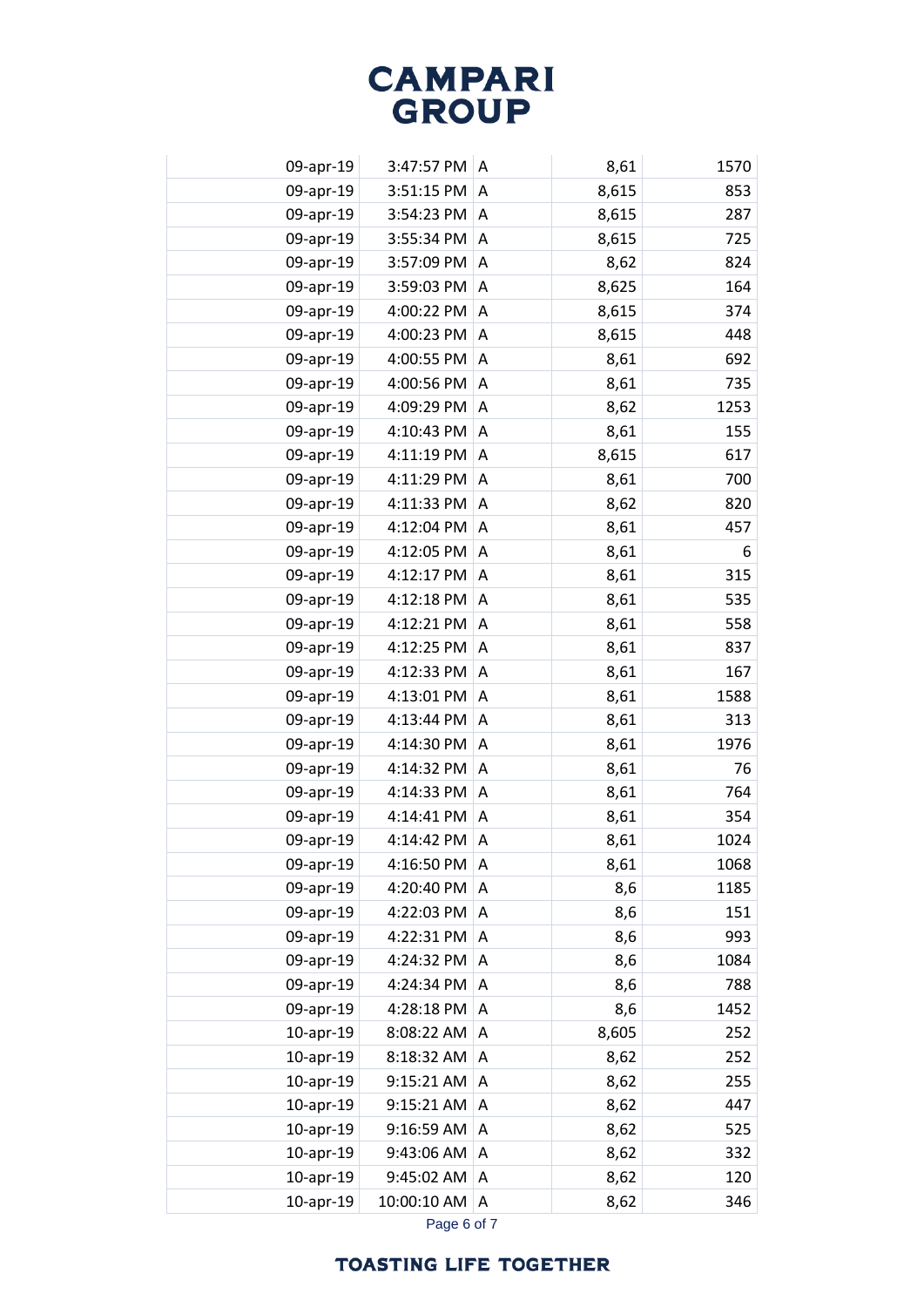| | | | | |
|---|---|---|---|---|
| 09-apr-19 | 3:47:57 PM | A | 8,61 | 1570 |
| 09-apr-19 | 3:51:15 PM | A | 8,615 | 853 |
| 09-apr-19 | 3:54:23 PM | A | 8,615 | 287 |
| 09-apr-19 | 3:55:34 PM | A | 8,615 | 725 |
| 09-apr-19 | 3:57:09 PM | A | 8,62 | 824 |
| 09-apr-19 | 3:59:03 PM | A | 8,625 | 164 |
| 09-apr-19 | 4:00:22 PM | A | 8,615 | 374 |
| 09-apr-19 | 4:00:23 PM | A | 8,615 | 448 |
| 09-apr-19 | 4:00:55 PM | A | 8,61 | 692 |
| 09-apr-19 | 4:00:56 PM | A | 8,61 | 735 |
| 09-apr-19 | 4:09:29 PM | A | 8,62 | 1253 |
| 09-apr-19 | 4:10:43 PM | A | 8,61 | 155 |
| 09-apr-19 | 4:11:19 PM | A | 8,615 | 617 |
| 09-apr-19 | 4:11:29 PM | A | 8,61 | 700 |
| 09-apr-19 | 4:11:33 PM | A | 8,62 | 820 |
| 09-apr-19 | 4:12:04 PM | A | 8,61 | 457 |
| 09-apr-19 | 4:12:05 PM | A | 8,61 | 6 |
| 09-apr-19 | 4:12:17 PM | A | 8,61 | 315 |
| 09-apr-19 | 4:12:18 PM | A | 8,61 | 535 |
| 09-apr-19 | 4:12:21 PM | A | 8,61 | 558 |
| 09-apr-19 | 4:12:25 PM | A | 8,61 | 837 |
| 09-apr-19 | 4:12:33 PM | A | 8,61 | 167 |
| 09-apr-19 | 4:13:01 PM | A | 8,61 | 1588 |
| 09-apr-19 | 4:13:44 PM | A | 8,61 | 313 |
| 09-apr-19 | 4:14:30 PM | A | 8,61 | 1976 |
| 09-apr-19 | 4:14:32 PM | A | 8,61 | 76 |
| 09-apr-19 | 4:14:33 PM | A | 8,61 | 764 |
| 09-apr-19 | 4:14:41 PM | A | 8,61 | 354 |
| 09-apr-19 | 4:14:42 PM | A | 8,61 | 1024 |
| 09-apr-19 | 4:16:50 PM | A | 8,61 | 1068 |
| 09-apr-19 | 4:20:40 PM | A | 8,6 | 1185 |
| 09-apr-19 | 4:22:03 PM | A | 8,6 | 151 |
| 09-apr-19 | 4:22:31 PM | A | 8,6 | 993 |
| 09-apr-19 | 4:24:32 PM | A | 8,6 | 1084 |
| 09-apr-19 | 4:24:34 PM | A | 8,6 | 788 |
| 09-apr-19 | 4:28:18 PM | A | 8,6 | 1452 |
| 10-apr-19 | 8:08:22 AM | A | 8,605 | 252 |
| 10-apr-19 | 8:18:32 AM | A | 8,62 | 252 |
| 10-apr-19 | 9:15:21 AM | A | 8,62 | 255 |
| 10-apr-19 | 9:15:21 AM | A | 8,62 | 447 |
| 10-apr-19 | 9:16:59 AM | A | 8,62 | 525 |
| 10-apr-19 | 9:43:06 AM | A | 8,62 | 332 |
| 10-apr-19 | 9:45:02 AM | A | 8,62 | 120 |
| 10-apr-19 | 10:00:10 AM | A | 8,62 | 346 |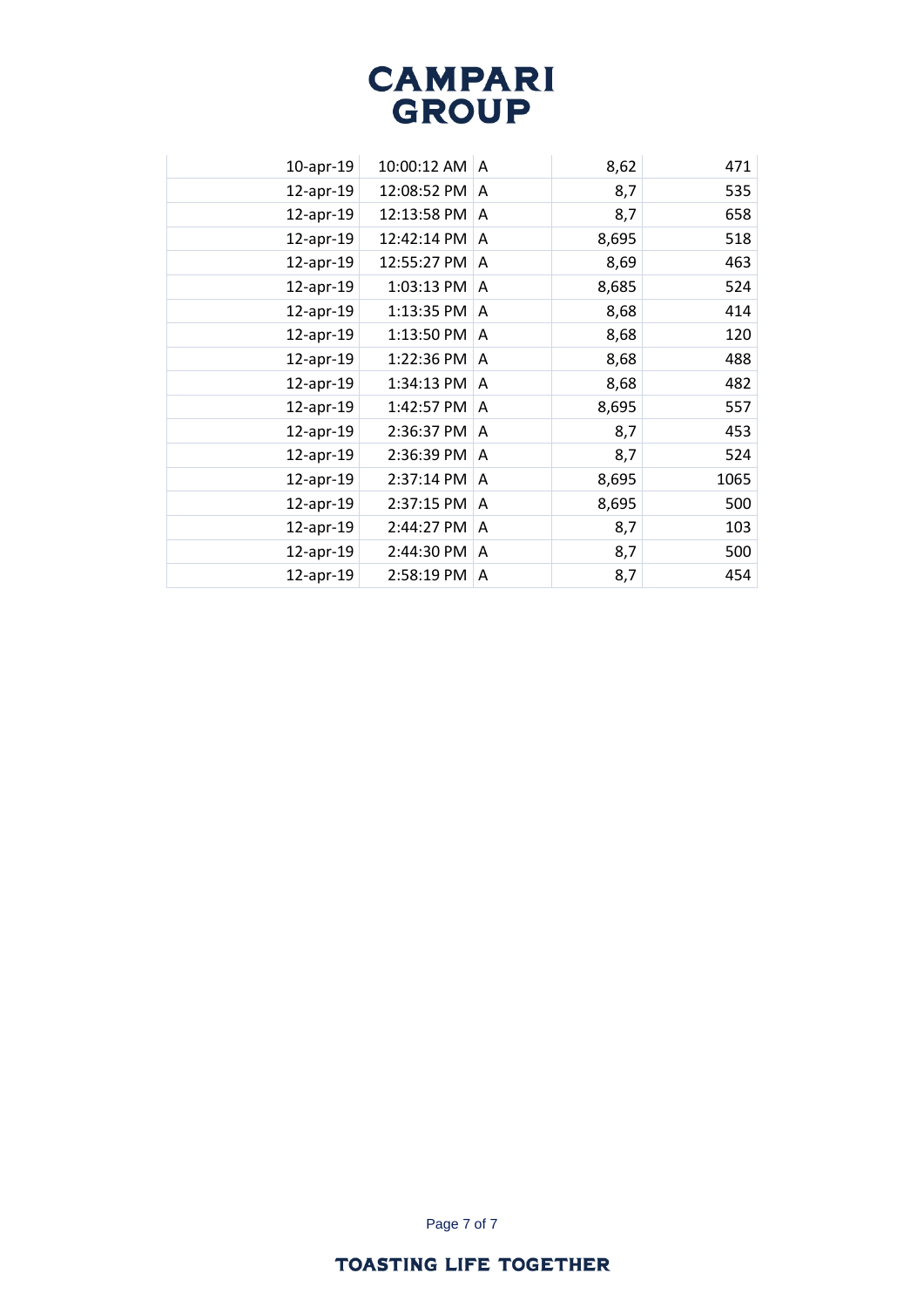# CAMPARI GROUP

| | | | | |
|---|---|---|---|---|
| 10-apr-19 | 10:00:12 AM | A | 8,62 | 471 |
| 12-apr-19 | 12:08:52 PM | A | 8,7 | 535 |
| 12-apr-19 | 12:13:58 PM | A | 8,7 | 658 |
| 12-apr-19 | 12:42:14 PM | A | 8,695 | 518 |
| 12-apr-19 | 12:55:27 PM | A | 8,69 | 463 |
| 12-apr-19 | 1:03:13 PM | A | 8,685 | 524 |
| 12-apr-19 | 1:13:35 PM | A | 8,68 | 414 |
| 12-apr-19 | 1:13:50 PM | A | 8,68 | 120 |
| 12-apr-19 | 1:22:36 PM | A | 8,68 | 488 |
| 12-apr-19 | 1:34:13 PM | A | 8,68 | 482 |
| 12-apr-19 | 1:42:57 PM | A | 8,695 | 557 |
| 12-apr-19 | 2:36:37 PM | A | 8,7 | 453 |
| 12-apr-19 | 2:36:39 PM | A | 8,7 | 524 |
| 12-apr-19 | 2:37:14 PM | A | 8,695 | 1065 |
| 12-apr-19 | 2:37:15 PM | A | 8,695 | 500 |
| 12-apr-19 | 2:44:27 PM | A | 8,7 | 103 |
| 12-apr-19 | 2:44:30 PM | A | 8,7 | 500 |
| 12-apr-19 | 2:58:19 PM | A | 8,7 | 454 |

TOASTING LIFE TOGETHER